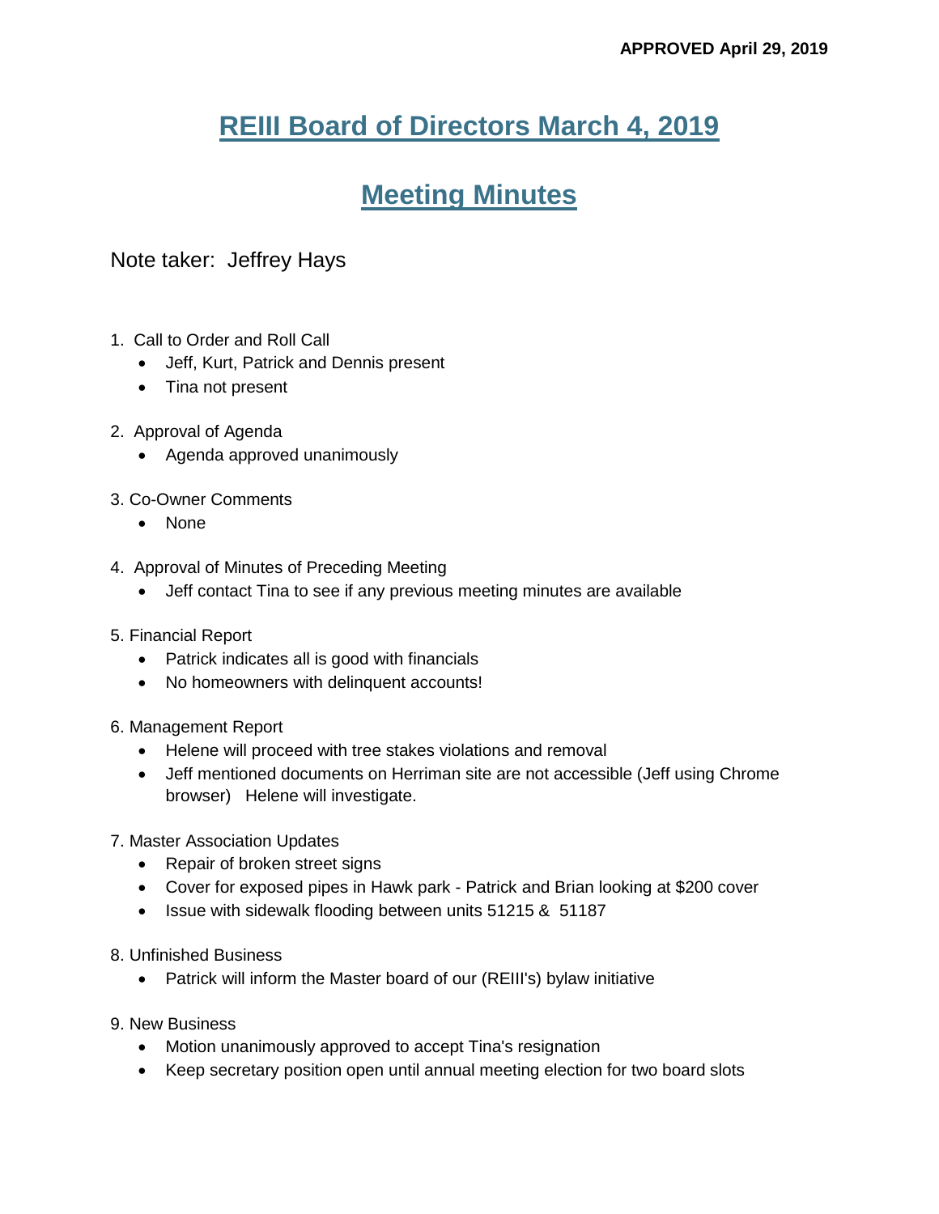**APPROVED April 29, 2019**

# REIII Board of Directors March 4, 2019

# Meeting Minutes

Note taker: Jeffrey Hays

1. Call to Order and Roll Call
   - Jeff, Kurt, Patrick and Dennis present
   - Tina not present
2. Approval of Agenda
   - Agenda approved unanimously
3. Co-Owner Comments
   - None
4. Approval of Minutes of Preceding Meeting
   - Jeff contact Tina to see if any previous meeting minutes are available
5. Financial Report
   - Patrick indicates all is good with financials
   - No homeowners with delinquent accounts!
6. Management Report
   - Helene will proceed with tree stakes violations and removal
   - Jeff mentioned documents on Herriman site are not accessible (Jeff using Chrome browser) Helene will investigate.
7. Master Association Updates
   - Repair of broken street signs
   - Cover for exposed pipes in Hawk park - Patrick and Brian looking at $200 cover
   - Issue with sidewalk flooding between units 51215 & 51187
8. Unfinished Business
   - Patrick will inform the Master board of our (REIII's) bylaw initiative
9. New Business
   - Motion unanimously approved to accept Tina's resignation
   - Keep secretary position open until annual meeting election for two board slots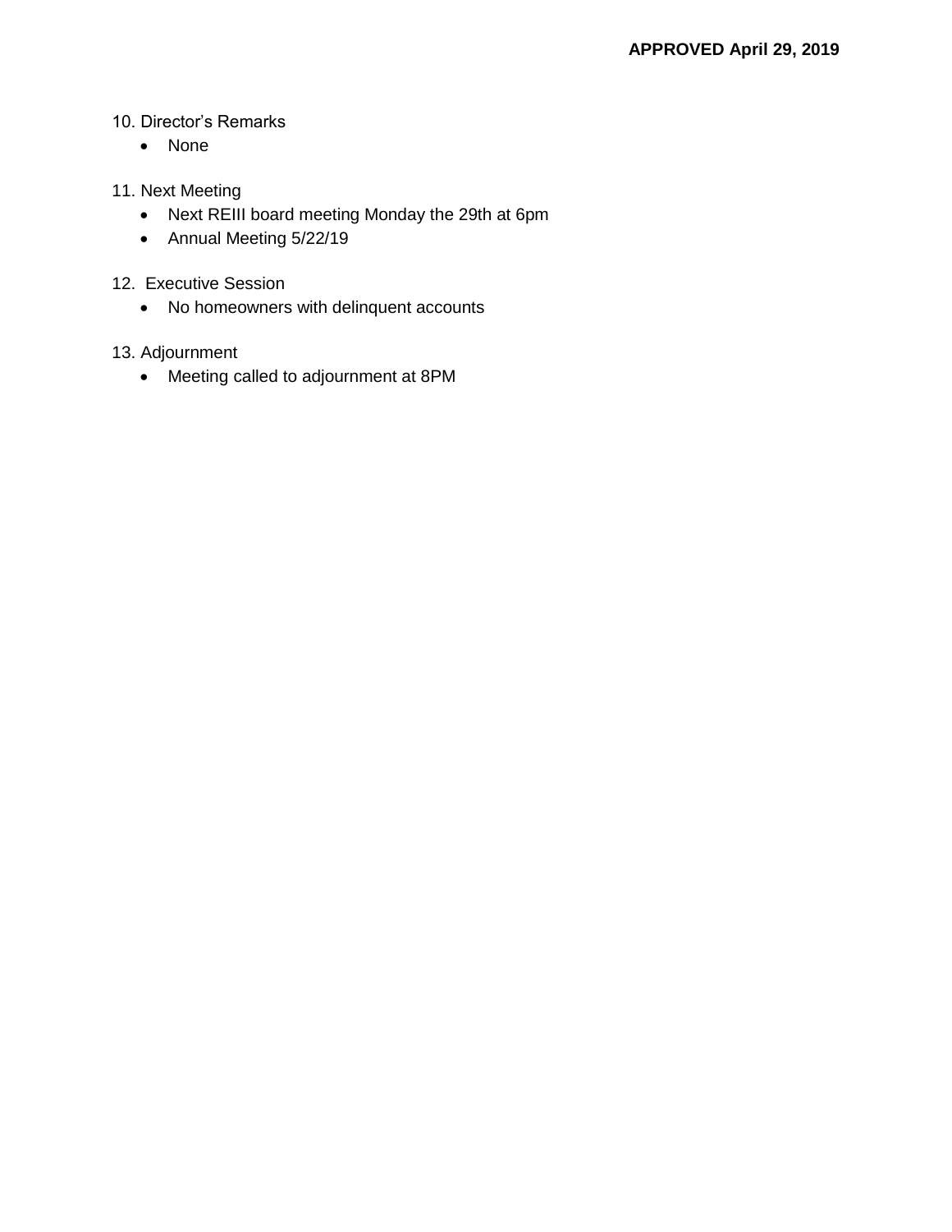**APPROVED April 29, 2019**

10. Director's Remarks
    - None

11. Next Meeting
    - Next REIII board meeting Monday the 29th at 6pm
    - Annual Meeting 5/22/19

12. Executive Session
    - No homeowners with delinquent accounts

13. Adjournment
    - Meeting called to adjournment at 8PM